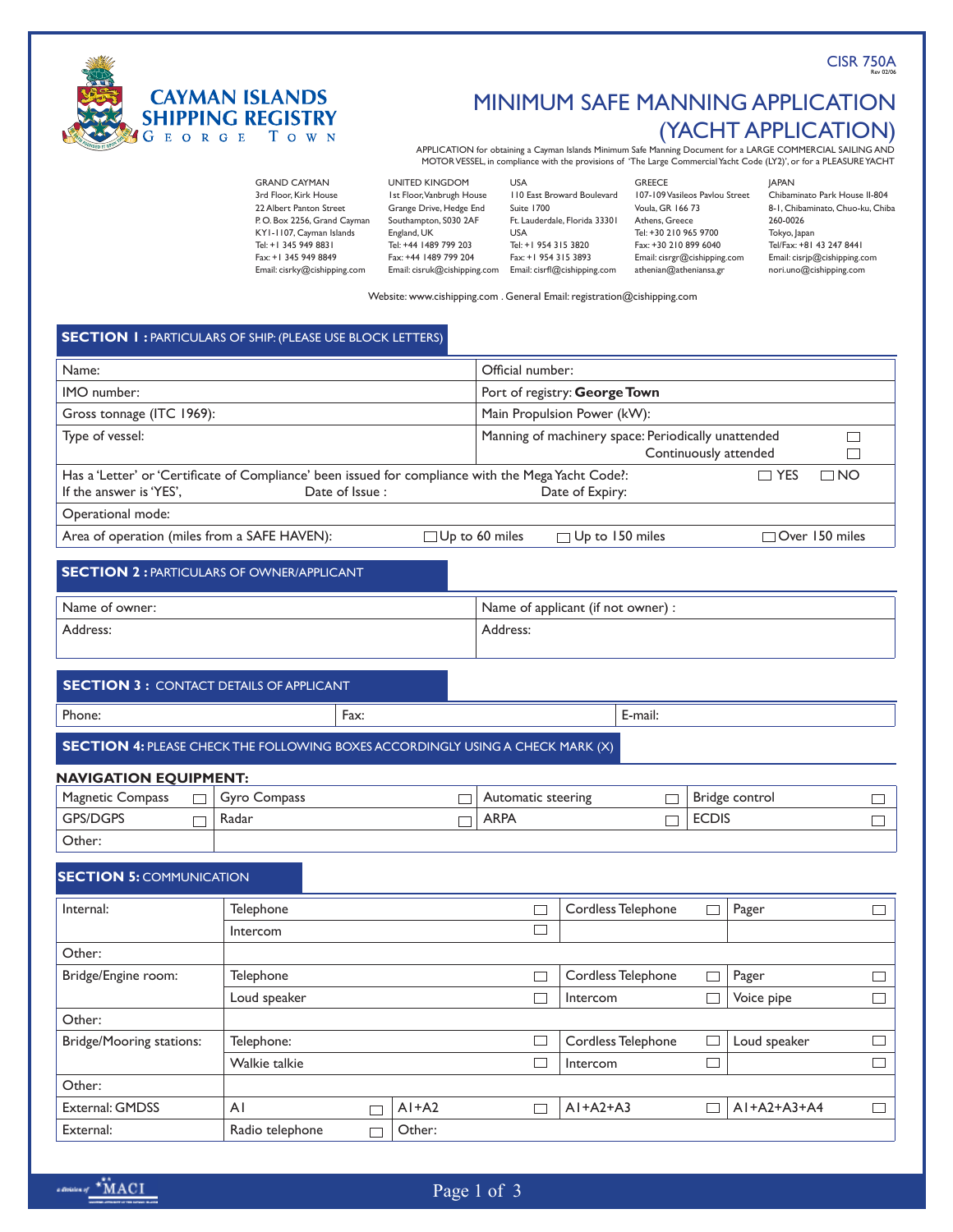CISR 750A
Rev 02/06

**CAYMAN ISLANDS SHIPPING REGISTRY**
GEORGE TOWN

# MINIMUM SAFE MANNING APPLICATION (YACHT APPLICATION)

APPLICATION for obtaining a Cayman Islands Minimum Safe Manning Document for a LARGE COMMERCIAL SAILING AND MOTOR VESSEL, in compliance with the provisions of 'The Large Commercial Yacht Code (LY2)', or for a PLEASURE YACHT

| GRAND CAYMAN | UNITED KINGDOM | USA | GREECE | JAPAN |
|---|---|---|---|---|
| 3rd Floor, Kirk House | 1st Floor, Vanbrugh House | 110 East Broward Boulevard | 107-109 Vasileos Pavlou Street | Chibaminato Park House II-804 |
| 22 Albert Panton Street | Grange Drive, Hedge End | Suite 1700 | Voula, GR 166 73 | 8-1, Chibaminato, Chuo-ku, Chiba |
| P. O. Box 2256, Grand Cayman | Southampton, S030 2AF | Ft. Lauderdale, Florida 33301 | Athens, Greece | 260-0026 |
| KY1-1107, Cayman Islands | England, UK | USA | Tel: +30 210 965 9700 | Tokyo, Japan |
| Tel: +1 345 949 8831 | Tel: +44 1489 799 203 | Tel: +1 954 315 3820 | Fax: +30 210 899 6040 | Tel/Fax: +81 43 247 8441 |
| Fax: +1 345 949 8849 | Fax: +44 1489 799 204 | Fax: +1 954 315 3893 | Email: cisrgr@cishipping.com | Email: cisrjp@cishipping.com |
| Email: cisrky@cishipping.com | Email: cisruk@cishipping.com | Email: cisrfl@cishipping.com | athenian@atheniansa.gr | nori.uno@cishipping.com |

Website: www.cishipping.com . General Email: registration@cishipping.com

## SECTION 1 : PARTICULARS OF SHIP: (PLEASE USE BLOCK LETTERS)

| | |
|---|---|
| Name: | Official number: |
| IMO number: | Port of registry: **George Town** |
| Gross tonnage (ITC 1969): | Main Propulsion Power (kW): |
| Type of vessel: | Manning of machinery space: Periodically unattended ☐ Continuously attended ☐ |

Has a 'Letter' or 'Certificate of Compliance' been issued for compliance with the Mega Yacht Code?: ☐ YES ☐ NO
If the answer is 'YES', Date of Issue : Date of Expiry:

Operational mode:

Area of operation (miles from a SAFE HAVEN): ☐ Up to 60 miles ☐ Up to 150 miles ☐ Over 150 miles

## SECTION 2 : PARTICULARS OF OWNER/APPLICANT

| | |
|---|---|
| Name of owner: | Name of applicant (if not owner) : |
| Address: | Address: |

## SECTION 3 : CONTACT DETAILS OF APPLICANT

| | | |
|---|---|---|
| Phone: | Fax: | E-mail: |

## SECTION 4: PLEASE CHECK THE FOLLOWING BOXES ACCORDINGLY USING A CHECK MARK (X)

**NAVIGATION EQUIPMENT:**

| | | | |
|---|---|---|---|
| Magnetic Compass ☐ | Gyro Compass ☐ | Automatic steering ☐ | Bridge control ☐ |
| GPS/DGPS ☐ | Radar ☐ | ARPA ☐ | ECDIS ☐ |
| Other: | | | |

## SECTION 5: COMMUNICATION

| | | | | |
|---|---|---|---|---|
| Internal: | Telephone ☐ | | Cordless Telephone ☐ | Pager ☐ |
| | Intercom ☐ | | | |
| Other: | | | | |
| Bridge/Engine room: | Telephone ☐ | | Cordless Telephone ☐ | Pager ☐ |
| | Loud speaker ☐ | | Intercom ☐ | Voice pipe ☐ |
| Other: | | | | |
| Bridge/Mooring stations: | Telephone: ☐ | | Cordless Telephone ☐ | Loud speaker ☐ |
| | Walkie talkie ☐ | | Intercom ☐ | ☐ |
| Other: | | | | |
| External: GMDSS | A1 ☐ | A1+A2 ☐ | A1+A2+A3 ☐ | A1+A2+A3+A4 ☐ |
| External: | Radio telephone ☐ | Other: | | |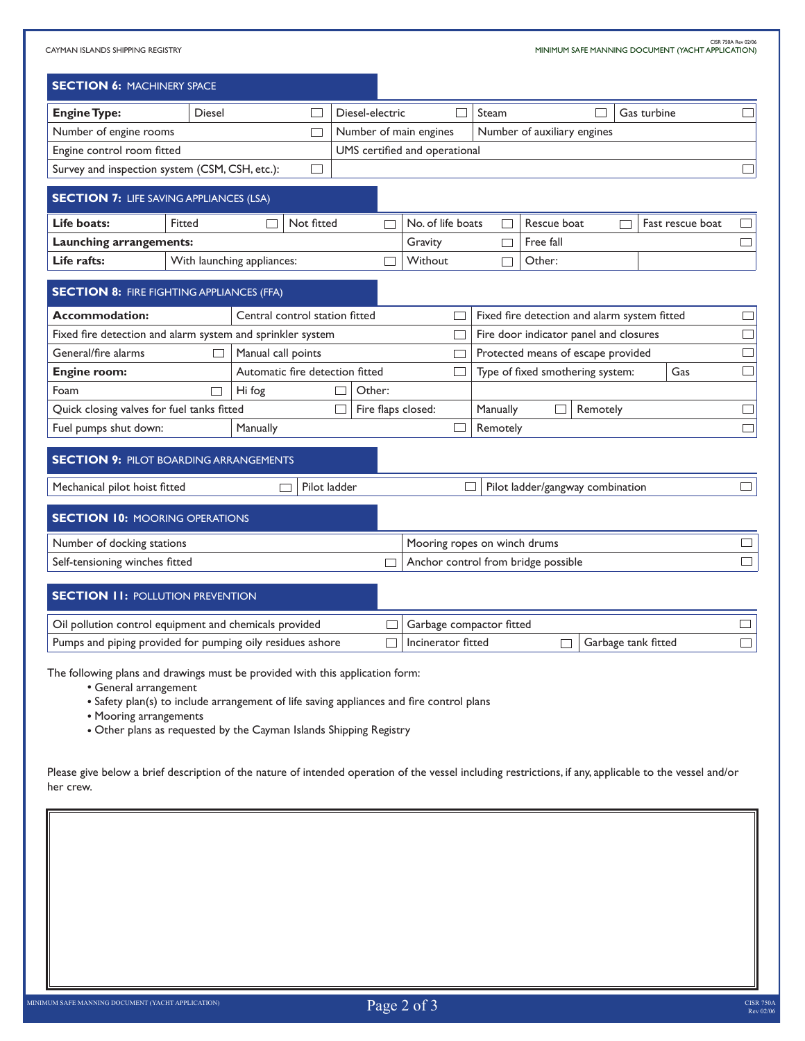## SECTION 6: MACHINERY SPACE

| | | | |
|---|---|---|---|
| **Engine Type:** Diesel ☐ | Diesel-electric ☐ | Steam ☐ | Gas turbine ☐ |
| Number of engine rooms ☐ | Number of main engines | Number of auxiliary engines | |
| Engine control room fitted | UMS certified and operational | | |
| Survey and inspection system (CSM, CSH, etc.): ☐ | ☐ | | |

## SECTION 7: LIFE SAVING APPLIANCES (LSA)

| | | | | | |
|---|---|---|---|---|---|
| **Life boats:** | Fitted ☐ | Not fitted ☐ | No. of life boats ☐ | Rescue boat ☐ | Fast rescue boat ☐ |
| **Launching arrangements:** | | | Gravity ☐ | Free fall ☐ | |
| **Life rafts:** | With launching appliances: ☐ | | Without ☐ | Other: | |

## SECTION 8: FIRE FIGHTING APPLIANCES (FFA)

| | | | |
|---|---|---|---|
| **Accommodation:** | Central control station fitted ☐ | Fixed fire detection and alarm system fitted ☐ | |
| Fixed fire detection and alarm system and sprinkler system ☐ | | Fire door indicator panel and closures ☐ | |
| General/fire alarms ☐ | Manual call points ☐ | Protected means of escape provided ☐ | |
| **Engine room:** | Automatic fire detection fitted ☐ | Type of fixed smothering system: | Gas ☐ |
| Foam ☐ | Hi fog ☐ Other: | | |
| Quick closing valves for fuel tanks fitted ☐ | Fire flaps closed: | Manually ☐ | Remotely ☐ |
| Fuel pumps shut down: | Manually ☐ | Remotely ☐ | |

## SECTION 9: PILOT BOARDING ARRANGEMENTS

| | | |
|---|---|---|
| Mechanical pilot hoist fitted ☐ | Pilot ladder ☐ | Pilot ladder/gangway combination ☐ |

## SECTION 10: MOORING OPERATIONS

| | |
|---|---|
| Number of docking stations | Mooring ropes on winch drums ☐ |
| Self-tensioning winches fitted ☐ | Anchor control from bridge possible ☐ |

## SECTION 11: POLLUTION PREVENTION

| | | |
|---|---|---|
| Oil pollution control equipment and chemicals provided ☐ | Garbage compactor fitted ☐ | |
| Pumps and piping provided for pumping oily residues ashore ☐ | Incinerator fitted ☐ | Garbage tank fitted ☐ |

The following plans and drawings must be provided with this application form:

- General arrangement
- Safety plan(s) to include arrangement of life saving appliances and fire control plans
- Mooring arrangements
- Other plans as requested by the Cayman Islands Shipping Registry

Please give below a brief description of the nature of intended operation of the vessel including restrictions, if any, applicable to the vessel and/or her crew.

| |
|---|
| |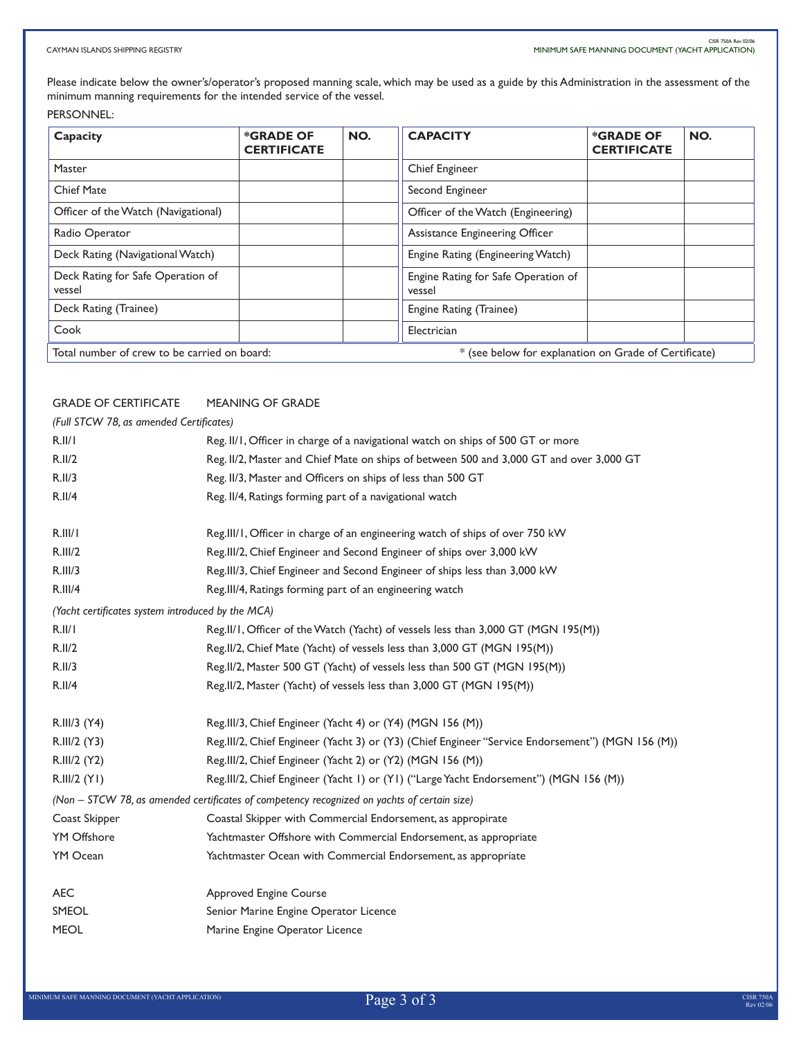Please indicate below the owner's/operator's proposed manning scale, which may be used as a guide by this Administration in the assessment of the minimum manning requirements for the intended service of the vessel.

PERSONNEL:

| Capacity | *GRADE OF CERTIFICATE | NO. | CAPACITY | *GRADE OF CERTIFICATE | NO. |
|---|---|---|---|---|---|
| Master | | | Chief Engineer | | |
| Chief Mate | | | Second Engineer | | |
| Officer of the Watch (Navigational) | | | Officer of the Watch (Engineering) | | |
| Radio Operator | | | Assistance Engineering Officer | | |
| Deck Rating (Navigational Watch) | | | Engine Rating (Engineering Watch) | | |
| Deck Rating for Safe Operation of vessel | | | Engine Rating for Safe Operation of vessel | | |
| Deck Rating (Trainee) | | | Engine Rating (Trainee) | | |
| Cook | | | Electrician | | |
| Total number of crew to be carried on board: | | | * (see below for explanation on Grade of Certificate) | | |

| GRADE OF CERTIFICATE | MEANING OF GRADE |
|---|---|
| *(Full STCW 78, as amended Certificates)* | |
| R.II/1 | Reg. II/1, Officer in charge of a navigational watch on ships of 500 GT or more |
| R.II/2 | Reg. II/2, Master and Chief Mate on ships of between 500 and 3,000 GT and over 3,000 GT |
| R.II/3 | Reg. II/3, Master and Officers on ships of less than 500 GT |
| R.II/4 | Reg. II/4, Ratings forming part of a navigational watch |
| R.III/1 | Reg.III/1, Officer in charge of an engineering watch of ships of over 750 kW |
| R.III/2 | Reg.III/2, Chief Engineer and Second Engineer of ships over 3,000 kW |
| R.III/3 | Reg.III/3, Chief Engineer and Second Engineer of ships less than 3,000 kW |
| R.III/4 | Reg.III/4, Ratings forming part of an engineering watch |
| *(Yacht certificates system introduced by the MCA)* | |
| R.II/1 | Reg.II/1, Officer of the Watch (Yacht) of vessels less than 3,000 GT (MGN 195(M)) |
| R.II/2 | Reg.II/2, Chief Mate (Yacht) of vessels less than 3,000 GT (MGN 195(M)) |
| R.II/3 | Reg.II/2, Master 500 GT (Yacht) of vessels less than 500 GT (MGN 195(M)) |
| R.II/4 | Reg.II/2, Master (Yacht) of vessels less than 3,000 GT (MGN 195(M)) |
| R.III/3 (Y4) | Reg.III/3, Chief Engineer (Yacht 4) or (Y4) (MGN 156 (M)) |
| R.III/2 (Y3) | Reg.III/2, Chief Engineer (Yacht 3) or (Y3) (Chief Engineer "Service Endorsement") (MGN 156 (M)) |
| R.III/2 (Y2) | Reg.III/2, Chief Engineer (Yacht 2) or (Y2) (MGN 156 (M)) |
| R.III/2 (Y1) | Reg.III/2, Chief Engineer (Yacht 1) or (Y1) ("Large Yacht Endorsement") (MGN 156 (M)) |
| *(Non – STCW 78, as amended certificates of competency recognized on yachts of certain size)* | |
| Coast Skipper | Coastal Skipper with Commercial Endorsement, as appropriate |
| YM Offshore | Yachtmaster Offshore with Commercial Endorsement, as appropriate |
| YM Ocean | Yachtmaster Ocean with Commercial Endorsement, as appropriate |
| AEC | Approved Engine Course |
| SMEOL | Senior Marine Engine Operator Licence |
| MEOL | Marine Engine Operator Licence |